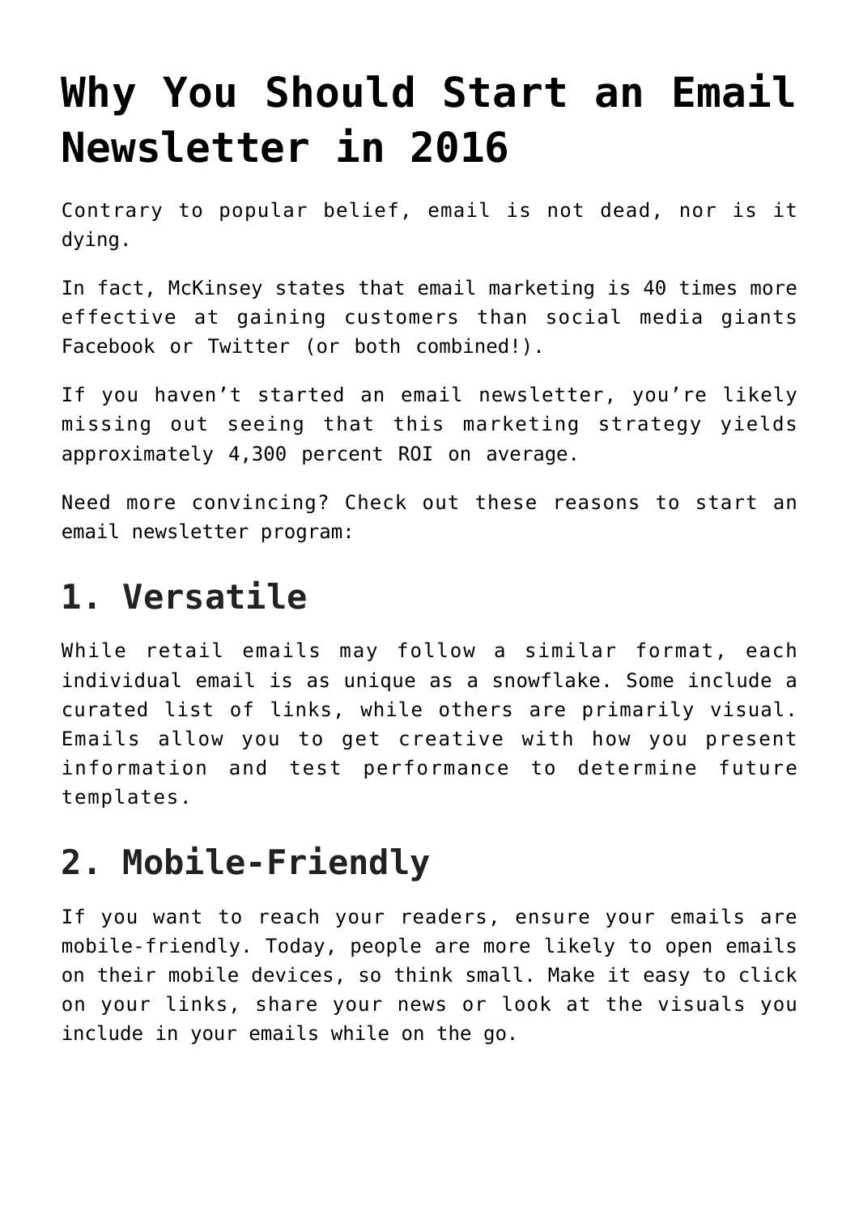# Why You Should Start an Email Newsletter in 2016

Contrary to popular belief, email is not dead, nor is it dying.

In fact, McKinsey states that email marketing is 40 times more effective at gaining customers than social media giants Facebook or Twitter (or both combined!).

If you haven't started an email newsletter, you're likely missing out seeing that this marketing strategy yields approximately 4,300 percent ROI on average.

Need more convincing? Check out these reasons to start an email newsletter program:

## 1. Versatile

While retail emails may follow a similar format, each individual email is as unique as a snowflake. Some include a curated list of links, while others are primarily visual. Emails allow you to get creative with how you present information and test performance to determine future templates.

## 2. Mobile-Friendly

If you want to reach your readers, ensure your emails are mobile-friendly. Today, people are more likely to open emails on their mobile devices, so think small. Make it easy to click on your links, share your news or look at the visuals you include in your emails while on the go.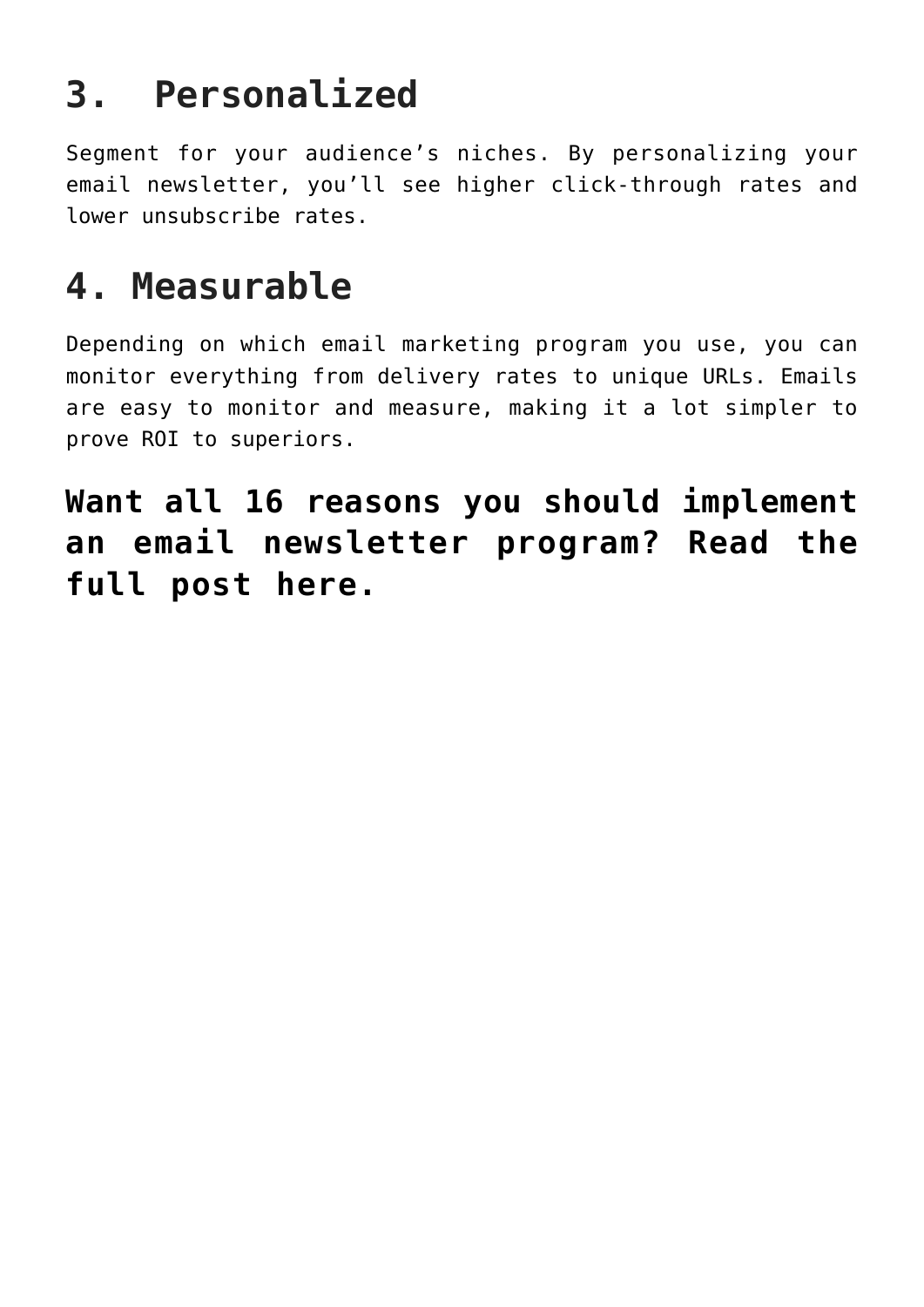## 3. Personalized

Segment for your audience’s niches. By personalizing your email newsletter, you’ll see higher click-through rates and lower unsubscribe rates.

## 4. Measurable

Depending on which email marketing program you use, you can monitor everything from delivery rates to unique URLs. Emails are easy to monitor and measure, making it a lot simpler to prove ROI to superiors.

### Want all 16 reasons you should implement an email newsletter program? Read the full post here.